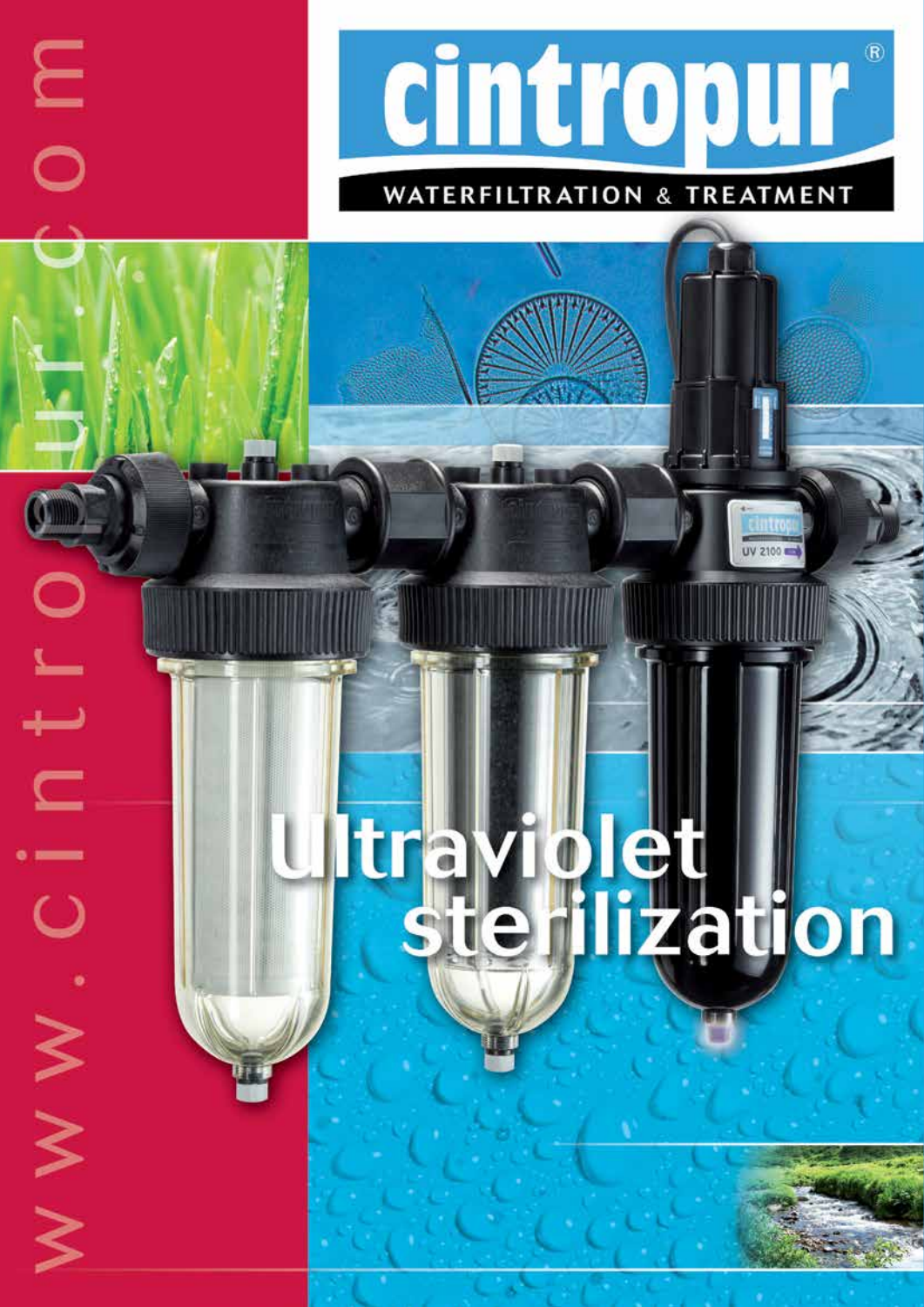# cintropur®

WATERFILTRATION & TREATMENT

# Ultraviolet sterilization

www.cintropur.com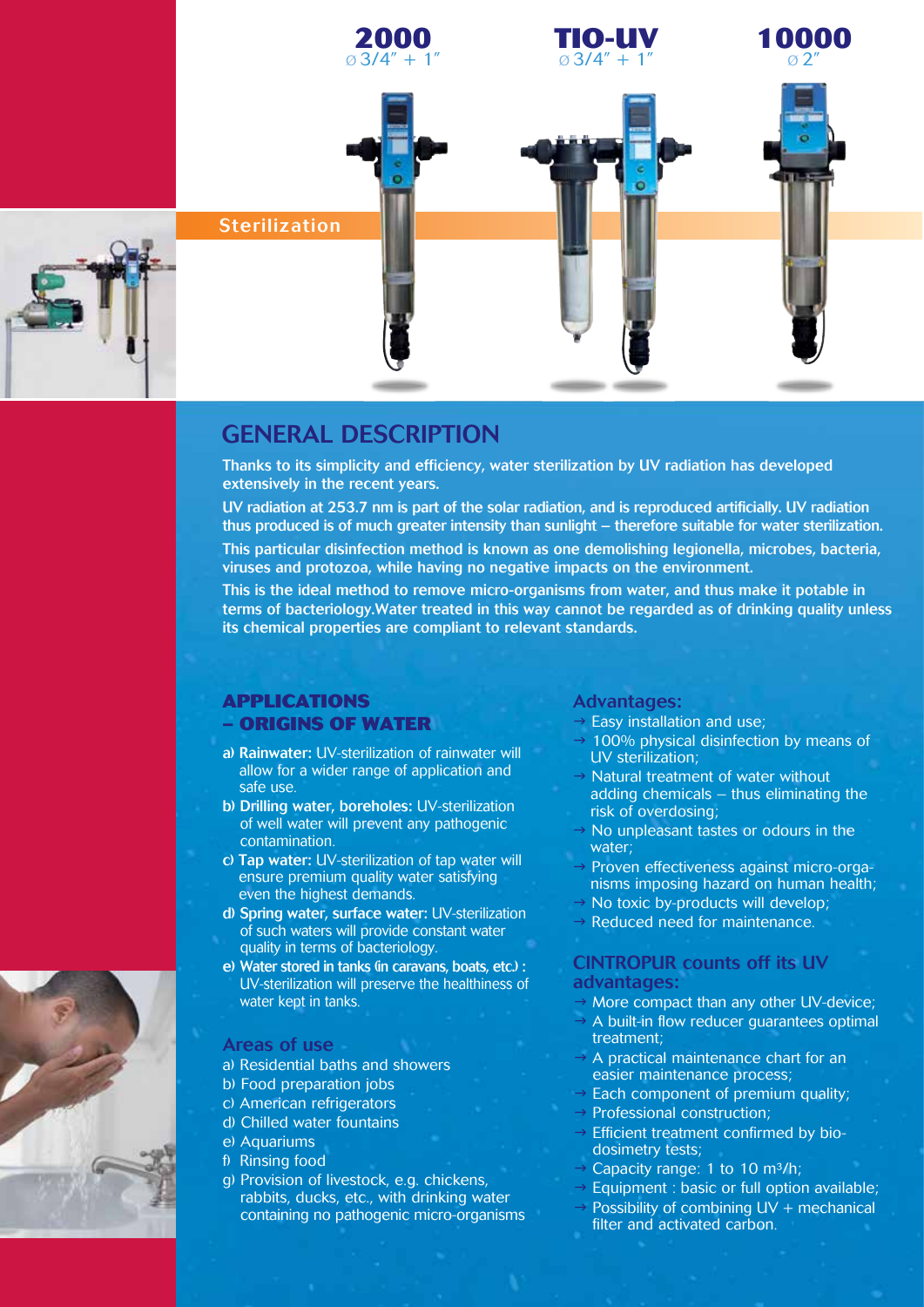**2000**
Ø 3/4″ + 1″

**TIO-UV**
Ø 3/4″ + 1″

**10000**
Ø 2″

Sterilization

# GENERAL DESCRIPTION

**Thanks to its simplicity and efficiency, water sterilization by UV radiation has developed extensively in the recent years.**

**UV radiation at 253.7 nm is part of the solar radiation, and is reproduced artificially. UV radiation thus produced is of much greater intensity than sunlight – therefore suitable for water sterilization.**

**This particular disinfection method is known as one demolishing legionella, microbes, bacteria, viruses and protozoa, while having no negative impacts on the environment.**

**This is the ideal method to remove micro-organisms from water, and thus make it potable in terms of bacteriology.Water treated in this way cannot be regarded as of drinking quality unless its chemical properties are compliant to relevant standards.**

## APPLICATIONS – ORIGINS OF WATER

**a) Rainwater:** UV-sterilization of rainwater will allow for a wider range of application and safe use.

**b) Drilling water, boreholes:** UV-sterilization of well water will prevent any pathogenic contamination.

**c) Tap water:** UV-sterilization of tap water will ensure premium quality water satisfying even the highest demands.

**d) Spring water, surface water:** UV-sterilization of such waters will provide constant water quality in terms of bacteriology.

**e) Water stored in tanks (in caravans, boats, etc.) :** UV-sterilization will preserve the healthiness of water kept in tanks.

## Areas of use

a) Residential baths and showers
b) Food preparation jobs
c) American refrigerators
d) Chilled water fountains
e) Aquariums
f) Rinsing food
g) Provision of livestock, e.g. chickens, rabbits, ducks, etc., with drinking water containing no pathogenic micro-organisms

## Advantages:

- → Easy installation and use;
- → 100% physical disinfection by means of UV sterilization;
- → Natural treatment of water without adding chemicals – thus eliminating the risk of overdosing;
- → No unpleasant tastes or odours in the water;
- → Proven effectiveness against micro-organisms imposing hazard on human health;
- → No toxic by-products will develop;
- → Reduced need for maintenance.

## CINTROPUR counts off its UV advantages:

- → More compact than any other UV-device;
- → A built-in flow reducer guarantees optimal treatment;
- → A practical maintenance chart for an easier maintenance process;
- → Each component of premium quality;
- → Professional construction;
- → Efficient treatment confirmed by bio-dosimetry tests;
- → Capacity range: 1 to 10 m³/h;
- → Equipment : basic or full option available;
- → Possibility of combining UV + mechanical filter and activated carbon.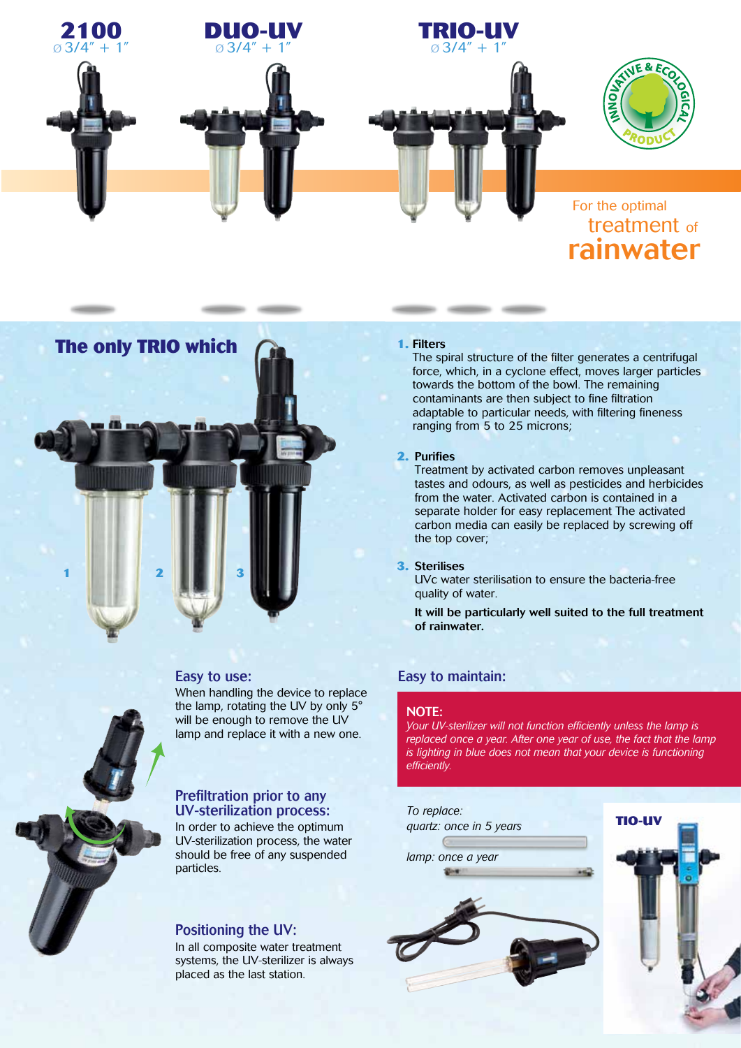## 2100
ø 3/4" + 1"

## DUO-UV
ø 3/4" + 1"

## TRIO-UV
ø 3/4" + 1"

INNOVATIVE & ECOLOGICAL PRODUCT

For the optimal treatment of **rainwater**

## The only TRIO which

1 2 3

**1. Filters**
The spiral structure of the filter generates a centrifugal force, which, in a cyclone effect, moves larger particles towards the bottom of the bowl. The remaining contaminants are then subject to fine filtration adaptable to particular needs, with filtering fineness ranging from 5 to 25 microns;

**2. Purifies**
Treatment by activated carbon removes unpleasant tastes and odours, as well as pesticides and herbicides from the water. Activated carbon is contained in a separate holder for easy replacement The activated carbon media can easily be replaced by screwing off the top cover;

**3. Sterilises**
UVc water sterilisation to ensure the bacteria-free quality of water.

**It will be particularly well suited to the full treatment of rainwater.**

### Easy to use:
When handling the device to replace the lamp, rotating the UV by only 5° will be enough to remove the UV lamp and replace it with a new one.

### Prefiltration prior to any UV-sterilization process:
In order to achieve the optimum UV-sterilization process, the water should be free of any suspended particles.

### Positioning the UV:
In all composite water treatment systems, the UV-sterilizer is always placed as the last station.

### Easy to maintain:

**NOTE:**
*Your UV-sterilizer will not function efficiently unless the lamp is replaced once a year. After one year of use, the fact that the lamp is lighting in blue does not mean that your device is functioning efficiently.*

*To replace:*
*quartz: once in 5 years*
*lamp: once a year*

**TIO-UV**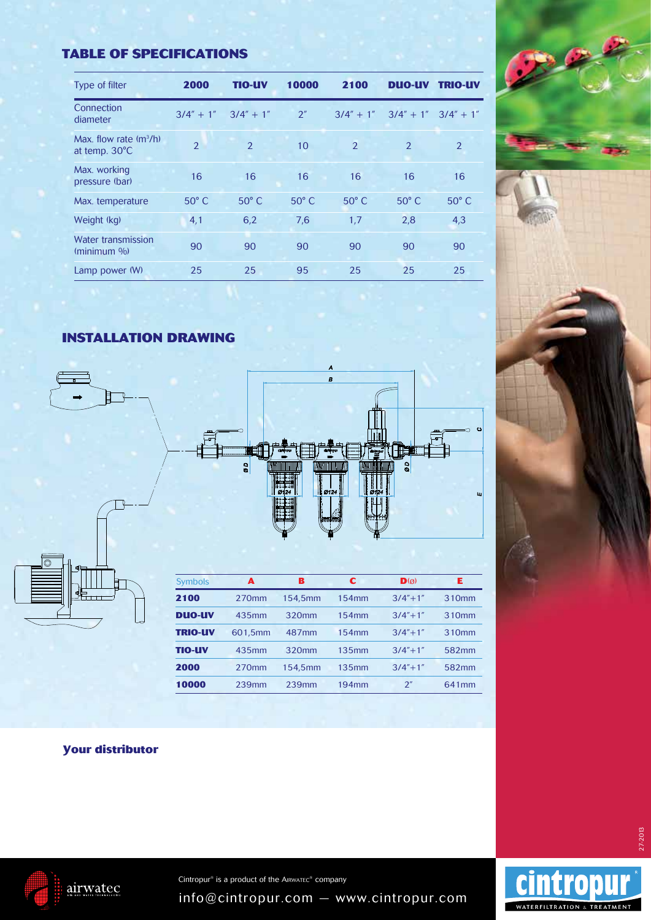## TABLE OF SPECIFICATIONS

| Type of filter | 2000 | TIO-UV | 10000 | 2100 | DUO-UV | TRIO-UV |
|---|---|---|---|---|---|---|
| Connection diameter | 3/4" + 1" | 3/4" + 1" | 2" | 3/4" + 1" | 3/4" + 1" | 3/4" + 1" |
| Max. flow rate ($m^3/h$) at temp. 30°C | 2 | 2 | 10 | 2 | 2 | 2 |
| Max. working pressure (bar) | 16 | 16 | 16 | 16 | 16 | 16 |
| Max. temperature | 50° C | 50° C | 50° C | 50° C | 50° C | 50° C |
| Weight (kg) | 4,1 | 6,2 | 7,6 | 1,7 | 2,8 | 4,3 |
| Water transmission (minimum %) | 90 | 90 | 90 | 90 | 90 | 90 |
| Lamp power (W) | 25 | 25 | 95 | 25 | 25 | 25 |

## INSTALLATION DRAWING

A
B
C
ØD
E
Ø124

| Symbols | A | B | C | D(ø) | E |
|---|---|---|---|---|---|
| **2100** | 270mm | 154,5mm | 154mm | 3/4"+1" | 310mm |
| **DUO-UV** | 435mm | 320mm | 154mm | 3/4"+1" | 310mm |
| **TRIO-UV** | 601,5mm | 487mm | 154mm | 3/4"+1" | 310mm |
| **TIO-UV** | 435mm | 320mm | 135mm | 3/4"+1" | 582mm |
| **2000** | 270mm | 154,5mm | 135mm | 3/4"+1" | 582mm |
| **10000** | 239mm | 239mm | 194mm | 2" | 641mm |

**Your distributor**

27-2013

airwatec

Cintropur® is a product of the Airwatec® company

info@cintropur.com — www.cintropur.com

cintropur® WATERFILTRATION & TREATMENT